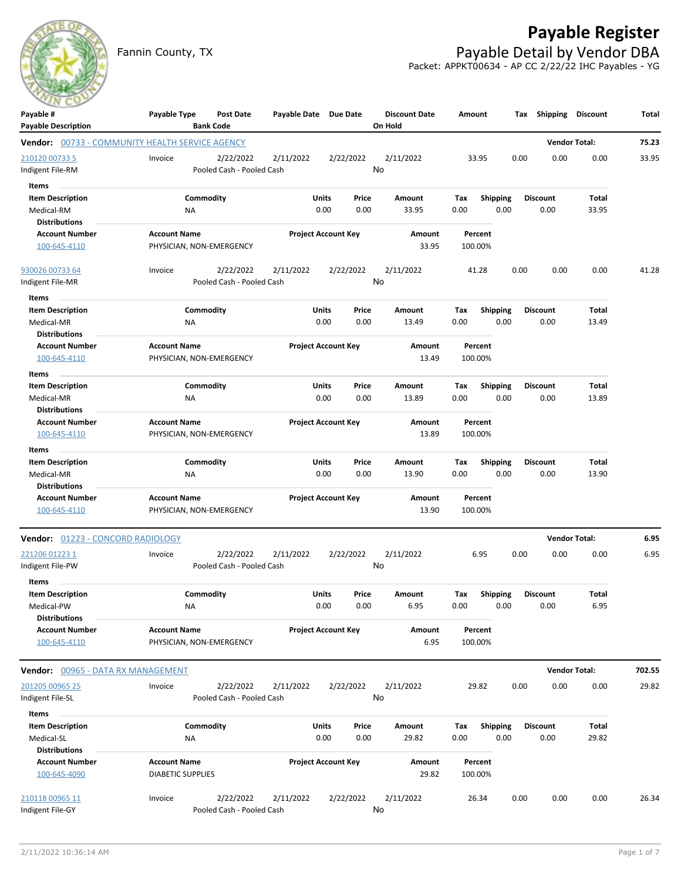# Payable Register

Fannin County, TX

## Payable Detail by Vendor DBA

Packet: APPKT00634 - AP CC 2/22/22 IHC Payables - YG

| Payable # / Payable Description | Payable Type | Post Date / Bank Code | Payable Date | Due Date | Discount Date / On Hold | Amount | Tax | Shipping | Discount | Total |
|---|---|---|---|---|---|---|---|---|---|---|

**Vendor: 00733 - COMMUNITY HEALTH SERVICE AGENCY** — Vendor Total: **75.23**

| Payable # | Payable Type | Post Date | Payable Date | Due Date | Discount Date | Amount | Tax | Shipping | Discount | Total |
|---|---|---|---|---|---|---|---|---|---|---|
| 210120 00733 5 | Invoice | 2/22/2022 | 2/11/2022 | 2/22/2022 | 2/11/2022 | 33.95 | 0.00 | 0.00 | 0.00 | 33.95 |

Indigent File-RM — Pooled Cash - Pooled Cash — On Hold: No

Items

| Item Description | Commodity | Units | Price | Amount | Tax | Shipping | Discount | Total |
|---|---|---|---|---|---|---|---|---|
| Medical-RM | NA | 0.00 | 0.00 | 33.95 | 0.00 | 0.00 | 0.00 | 33.95 |

Distributions

| Account Number | Account Name | Project Account Key | Amount | Percent |
|---|---|---|---|---|
| 100-645-4110 | PHYSICIAN, NON-EMERGENCY | | 33.95 | 100.00% |

| Payable # | Payable Type | Post Date | Payable Date | Due Date | Discount Date | Amount | Tax | Shipping | Discount | Total |
|---|---|---|---|---|---|---|---|---|---|---|
| 930026 00733 64 | Invoice | 2/22/2022 | 2/11/2022 | 2/22/2022 | 2/11/2022 | 41.28 | 0.00 | 0.00 | 0.00 | 41.28 |

Indigent File-MR — Pooled Cash - Pooled Cash — On Hold: No

Items

| Item Description | Commodity | Units | Price | Amount | Tax | Shipping | Discount | Total |
|---|---|---|---|---|---|---|---|---|
| Medical-MR | NA | 0.00 | 0.00 | 13.49 | 0.00 | 0.00 | 0.00 | 13.49 |

Distributions

| Account Number | Account Name | Project Account Key | Amount | Percent |
|---|---|---|---|---|
| 100-645-4110 | PHYSICIAN, NON-EMERGENCY | | 13.49 | 100.00% |

Items

| Item Description | Commodity | Units | Price | Amount | Tax | Shipping | Discount | Total |
|---|---|---|---|---|---|---|---|---|
| Medical-MR | NA | 0.00 | 0.00 | 13.89 | 0.00 | 0.00 | 0.00 | 13.89 |

Distributions

| Account Number | Account Name | Project Account Key | Amount | Percent |
|---|---|---|---|---|
| 100-645-4110 | PHYSICIAN, NON-EMERGENCY | | 13.89 | 100.00% |

Items

| Item Description | Commodity | Units | Price | Amount | Tax | Shipping | Discount | Total |
|---|---|---|---|---|---|---|---|---|
| Medical-MR | NA | 0.00 | 0.00 | 13.90 | 0.00 | 0.00 | 0.00 | 13.90 |

Distributions

| Account Number | Account Name | Project Account Key | Amount | Percent |
|---|---|---|---|---|
| 100-645-4110 | PHYSICIAN, NON-EMERGENCY | | 13.90 | 100.00% |

**Vendor: 01223 - CONCORD RADIOLOGY** — Vendor Total: **6.95**

| Payable # | Payable Type | Post Date | Payable Date | Due Date | Discount Date | Amount | Tax | Shipping | Discount | Total |
|---|---|---|---|---|---|---|---|---|---|---|
| 221206 01223 1 | Invoice | 2/22/2022 | 2/11/2022 | 2/22/2022 | 2/11/2022 | 6.95 | 0.00 | 0.00 | 0.00 | 6.95 |

Indigent File-PW — Pooled Cash - Pooled Cash — On Hold: No

Items

| Item Description | Commodity | Units | Price | Amount | Tax | Shipping | Discount | Total |
|---|---|---|---|---|---|---|---|---|
| Medical-PW | NA | 0.00 | 0.00 | 6.95 | 0.00 | 0.00 | 0.00 | 6.95 |

Distributions

| Account Number | Account Name | Project Account Key | Amount | Percent |
|---|---|---|---|---|
| 100-645-4110 | PHYSICIAN, NON-EMERGENCY | | 6.95 | 100.00% |

**Vendor: 00965 - DATA RX MANAGEMENT** — Vendor Total: **702.55**

| Payable # | Payable Type | Post Date | Payable Date | Due Date | Discount Date | Amount | Tax | Shipping | Discount | Total |
|---|---|---|---|---|---|---|---|---|---|---|
| 201205 00965 25 | Invoice | 2/22/2022 | 2/11/2022 | 2/22/2022 | 2/11/2022 | 29.82 | 0.00 | 0.00 | 0.00 | 29.82 |

Indigent File-SL — Pooled Cash - Pooled Cash — On Hold: No

Items

| Item Description | Commodity | Units | Price | Amount | Tax | Shipping | Discount | Total |
|---|---|---|---|---|---|---|---|---|
| Medical-SL | NA | 0.00 | 0.00 | 29.82 | 0.00 | 0.00 | 0.00 | 29.82 |

Distributions

| Account Number | Account Name | Project Account Key | Amount | Percent |
|---|---|---|---|---|
| 100-645-4090 | DIABETIC SUPPLIES | | 29.82 | 100.00% |

| Payable # | Payable Type | Post Date | Payable Date | Due Date | Discount Date | Amount | Tax | Shipping | Discount | Total |
|---|---|---|---|---|---|---|---|---|---|---|
| 210118 00965 11 | Invoice | 2/22/2022 | 2/11/2022 | 2/22/2022 | 2/11/2022 | 26.34 | 0.00 | 0.00 | 0.00 | 26.34 |

Indigent File-GY — Pooled Cash - Pooled Cash — On Hold: No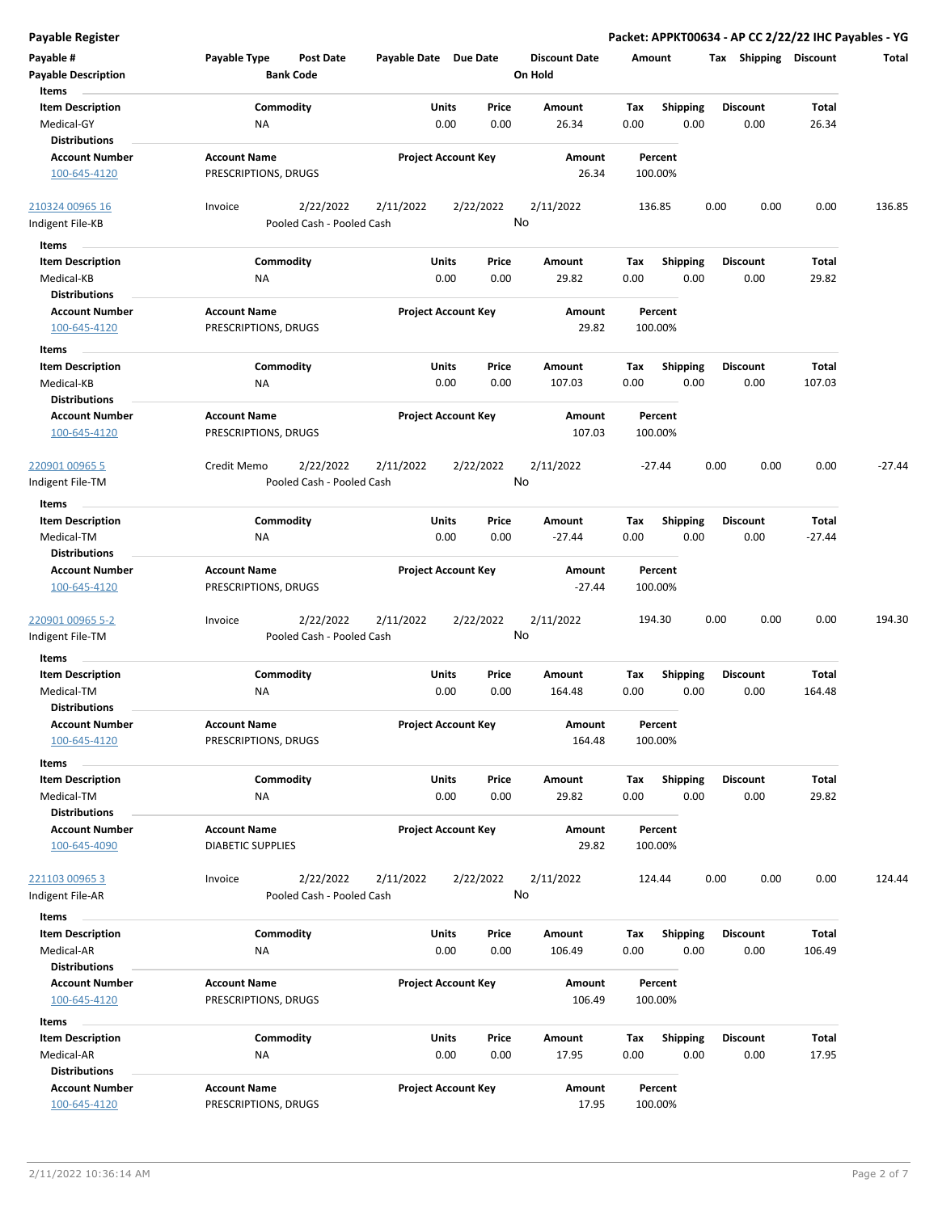# Payable Register

**Packet: APPKT00634 - AP CC 2/22/22 IHC Payables - YG**

| Payable # | Payable Type | Post Date | Payable Date | Due Date | Discount Date | Amount | Tax | Shipping | Discount | Total |
|---|---|---|---|---|---|---|---|---|---|---|
| **Payable Description** | | **Bank Code** | | | **On Hold** | | | | | |

**Items**

| Item Description | Commodity | Units | Price | Amount | Tax | Shipping | Discount | Total |
|---|---|---|---|---|---|---|---|---|
| Medical-GY | NA | 0.00 | 0.00 | 26.34 | 0.00 | 0.00 | 0.00 | 26.34 |

**Distributions**

| Account Number | Account Name | Project Account Key | Amount | Percent |
|---|---|---|---|---|
| 100-645-4120 | PRESCRIPTIONS, DRUGS | | 26.34 | 100.00% |

| Payable # | Payable Type | Post Date | Payable Date | Due Date | Discount Date | Amount | Tax | Shipping | Discount | Total |
|---|---|---|---|---|---|---|---|---|---|---|
| 210324 00965 16 | Invoice | 2/22/2022 | 2/11/2022 | 2/22/2022 | 2/11/2022 | 136.85 | 0.00 | 0.00 | 0.00 | 136.85 |
| Indigent File-KB | | Pooled Cash - Pooled Cash | | | No | | | | | |

**Items**

| Item Description | Commodity | Units | Price | Amount | Tax | Shipping | Discount | Total |
|---|---|---|---|---|---|---|---|---|
| Medical-KB | NA | 0.00 | 0.00 | 29.82 | 0.00 | 0.00 | 0.00 | 29.82 |

**Distributions**

| Account Number | Account Name | Project Account Key | Amount | Percent |
|---|---|---|---|---|
| 100-645-4120 | PRESCRIPTIONS, DRUGS | | 29.82 | 100.00% |

**Items**

| Item Description | Commodity | Units | Price | Amount | Tax | Shipping | Discount | Total |
|---|---|---|---|---|---|---|---|---|
| Medical-KB | NA | 0.00 | 0.00 | 107.03 | 0.00 | 0.00 | 0.00 | 107.03 |

**Distributions**

| Account Number | Account Name | Project Account Key | Amount | Percent |
|---|---|---|---|---|
| 100-645-4120 | PRESCRIPTIONS, DRUGS | | 107.03 | 100.00% |

| Payable # | Payable Type | Post Date | Payable Date | Due Date | Discount Date | Amount | Tax | Shipping | Discount | Total |
|---|---|---|---|---|---|---|---|---|---|---|
| 220901 00965 5 | Credit Memo | 2/22/2022 | 2/11/2022 | 2/22/2022 | 2/11/2022 | -27.44 | 0.00 | 0.00 | 0.00 | -27.44 |
| Indigent File-TM | | Pooled Cash - Pooled Cash | | | No | | | | | |

**Items**

| Item Description | Commodity | Units | Price | Amount | Tax | Shipping | Discount | Total |
|---|---|---|---|---|---|---|---|---|
| Medical-TM | NA | 0.00 | 0.00 | -27.44 | 0.00 | 0.00 | 0.00 | -27.44 |

**Distributions**

| Account Number | Account Name | Project Account Key | Amount | Percent |
|---|---|---|---|---|
| 100-645-4120 | PRESCRIPTIONS, DRUGS | | -27.44 | 100.00% |

| Payable # | Payable Type | Post Date | Payable Date | Due Date | Discount Date | Amount | Tax | Shipping | Discount | Total |
|---|---|---|---|---|---|---|---|---|---|---|
| 220901 00965 5-2 | Invoice | 2/22/2022 | 2/11/2022 | 2/22/2022 | 2/11/2022 | 194.30 | 0.00 | 0.00 | 0.00 | 194.30 |
| Indigent File-TM | | Pooled Cash - Pooled Cash | | | No | | | | | |

**Items**

| Item Description | Commodity | Units | Price | Amount | Tax | Shipping | Discount | Total |
|---|---|---|---|---|---|---|---|---|
| Medical-TM | NA | 0.00 | 0.00 | 164.48 | 0.00 | 0.00 | 0.00 | 164.48 |

**Distributions**

| Account Number | Account Name | Project Account Key | Amount | Percent |
|---|---|---|---|---|
| 100-645-4120 | PRESCRIPTIONS, DRUGS | | 164.48 | 100.00% |

**Items**

| Item Description | Commodity | Units | Price | Amount | Tax | Shipping | Discount | Total |
|---|---|---|---|---|---|---|---|---|
| Medical-TM | NA | 0.00 | 0.00 | 29.82 | 0.00 | 0.00 | 0.00 | 29.82 |

**Distributions**

| Account Number | Account Name | Project Account Key | Amount | Percent |
|---|---|---|---|---|
| 100-645-4090 | DIABETIC SUPPLIES | | 29.82 | 100.00% |

| Payable # | Payable Type | Post Date | Payable Date | Due Date | Discount Date | Amount | Tax | Shipping | Discount | Total |
|---|---|---|---|---|---|---|---|---|---|---|
| 221103 00965 3 | Invoice | 2/22/2022 | 2/11/2022 | 2/22/2022 | 2/11/2022 | 124.44 | 0.00 | 0.00 | 0.00 | 124.44 |
| Indigent File-AR | | Pooled Cash - Pooled Cash | | | No | | | | | |

**Items**

| Item Description | Commodity | Units | Price | Amount | Tax | Shipping | Discount | Total |
|---|---|---|---|---|---|---|---|---|
| Medical-AR | NA | 0.00 | 0.00 | 106.49 | 0.00 | 0.00 | 0.00 | 106.49 |

**Distributions**

| Account Number | Account Name | Project Account Key | Amount | Percent |
|---|---|---|---|---|
| 100-645-4120 | PRESCRIPTIONS, DRUGS | | 106.49 | 100.00% |

**Items**

| Item Description | Commodity | Units | Price | Amount | Tax | Shipping | Discount | Total |
|---|---|---|---|---|---|---|---|---|
| Medical-AR | NA | 0.00 | 0.00 | 17.95 | 0.00 | 0.00 | 0.00 | 17.95 |

**Distributions**

| Account Number | Account Name | Project Account Key | Amount | Percent |
|---|---|---|---|---|
| 100-645-4120 | PRESCRIPTIONS, DRUGS | | 17.95 | 100.00% |

2/11/2022 10:36:14 AM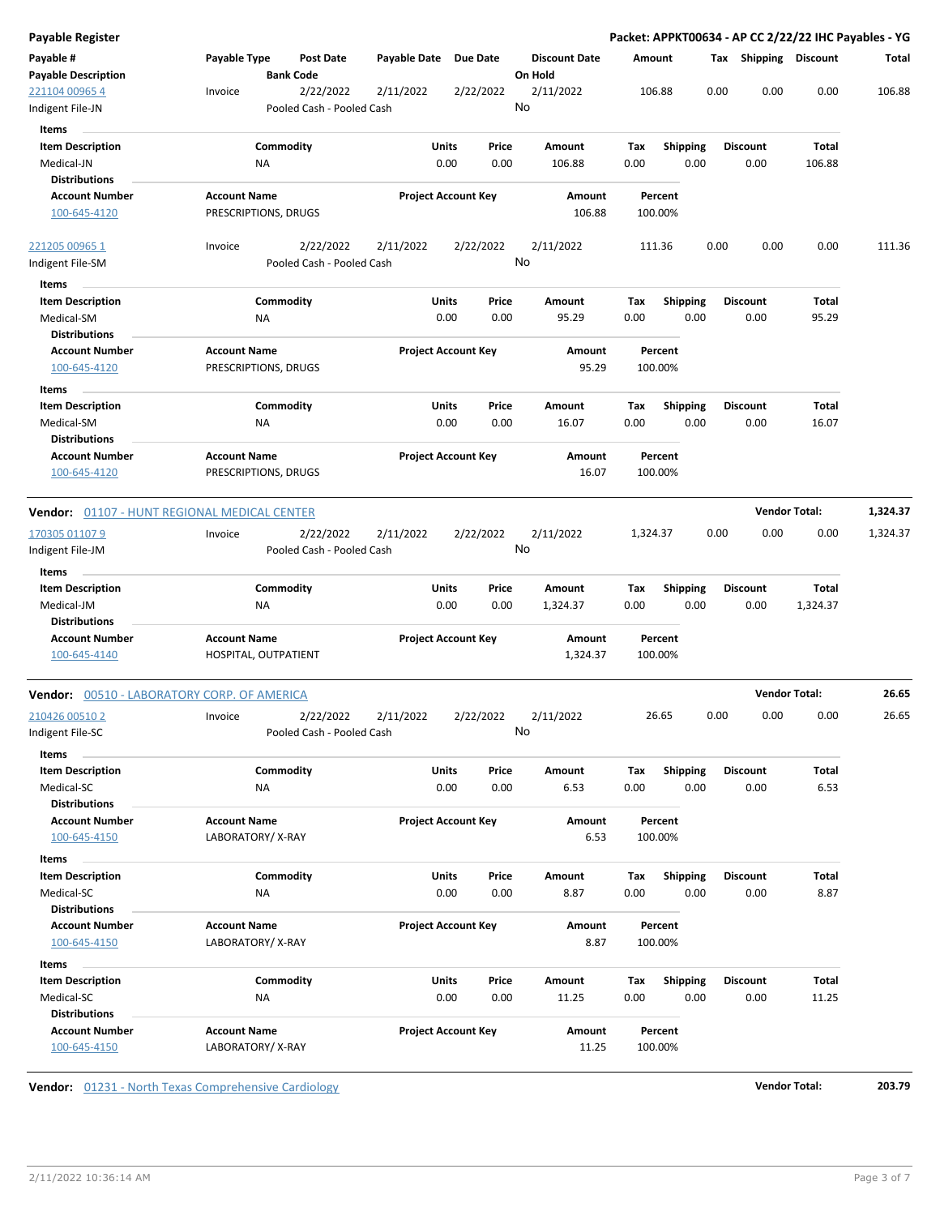# Payable Register

**Packet: APPKT00634 - AP CC 2/22/22 IHC Payables - YG**

| Payable # / Payable Description | Payable Type | Post Date / Bank Code | Payable Date | Due Date | Discount Date / On Hold | Amount | Tax | Shipping | Discount | Total |
|---|---|---|---|---|---|---|---|---|---|---|
| 221104 00965 4 / Indigent File-JN | Invoice | 2/22/2022 / Pooled Cash - Pooled Cash | 2/11/2022 | 2/22/2022 | 2/11/2022 / No | 106.88 | 0.00 | 0.00 | 0.00 | 106.88 |

**Items**

| Item Description | Commodity | Units | Price | Amount | Tax | Shipping | Discount | Total |
|---|---|---|---|---|---|---|---|---|
| Medical-JN | NA | 0.00 | 0.00 | 106.88 | 0.00 | 0.00 | 0.00 | 106.88 |

**Distributions**

| Account Number | Account Name | Project Account Key | Amount | Percent |
|---|---|---|---|---|
| 100-645-4120 | PRESCRIPTIONS, DRUGS | | 106.88 | 100.00% |

| Payable # / Payable Description | Payable Type | Post Date / Bank Code | Payable Date | Due Date | Discount Date / On Hold | Amount | Tax | Shipping | Discount | Total |
|---|---|---|---|---|---|---|---|---|---|---|
| 221205 00965 1 / Indigent File-SM | Invoice | 2/22/2022 / Pooled Cash - Pooled Cash | 2/11/2022 | 2/22/2022 | 2/11/2022 / No | 111.36 | 0.00 | 0.00 | 0.00 | 111.36 |

**Items**

| Item Description | Commodity | Units | Price | Amount | Tax | Shipping | Discount | Total |
|---|---|---|---|---|---|---|---|---|
| Medical-SM | NA | 0.00 | 0.00 | 95.29 | 0.00 | 0.00 | 0.00 | 95.29 |

**Distributions**

| Account Number | Account Name | Project Account Key | Amount | Percent |
|---|---|---|---|---|
| 100-645-4120 | PRESCRIPTIONS, DRUGS | | 95.29 | 100.00% |

**Items**

| Item Description | Commodity | Units | Price | Amount | Tax | Shipping | Discount | Total |
|---|---|---|---|---|---|---|---|---|
| Medical-SM | NA | 0.00 | 0.00 | 16.07 | 0.00 | 0.00 | 0.00 | 16.07 |

**Distributions**

| Account Number | Account Name | Project Account Key | Amount | Percent |
|---|---|---|---|---|
| 100-645-4120 | PRESCRIPTIONS, DRUGS | | 16.07 | 100.00% |

## Vendor: 01107 - HUNT REGIONAL MEDICAL CENTER — Vendor Total: 1,324.37

| Payable # / Payable Description | Payable Type | Post Date / Bank Code | Payable Date | Due Date | Discount Date / On Hold | Amount | Tax | Shipping | Discount | Total |
|---|---|---|---|---|---|---|---|---|---|---|
| 170305 01107 9 / Indigent File-JM | Invoice | 2/22/2022 / Pooled Cash - Pooled Cash | 2/11/2022 | 2/22/2022 | 2/11/2022 / No | 1,324.37 | 0.00 | 0.00 | 0.00 | 1,324.37 |

**Items**

| Item Description | Commodity | Units | Price | Amount | Tax | Shipping | Discount | Total |
|---|---|---|---|---|---|---|---|---|
| Medical-JM | NA | 0.00 | 0.00 | 1,324.37 | 0.00 | 0.00 | 0.00 | 1,324.37 |

**Distributions**

| Account Number | Account Name | Project Account Key | Amount | Percent |
|---|---|---|---|---|
| 100-645-4140 | HOSPITAL, OUTPATIENT | | 1,324.37 | 100.00% |

## Vendor: 00510 - LABORATORY CORP. OF AMERICA — Vendor Total: 26.65

| Payable # / Payable Description | Payable Type | Post Date / Bank Code | Payable Date | Due Date | Discount Date / On Hold | Amount | Tax | Shipping | Discount | Total |
|---|---|---|---|---|---|---|---|---|---|---|
| 210426 00510 2 / Indigent File-SC | Invoice | 2/22/2022 / Pooled Cash - Pooled Cash | 2/11/2022 | 2/22/2022 | 2/11/2022 / No | 26.65 | 0.00 | 0.00 | 0.00 | 26.65 |

**Items**

| Item Description | Commodity | Units | Price | Amount | Tax | Shipping | Discount | Total |
|---|---|---|---|---|---|---|---|---|
| Medical-SC | NA | 0.00 | 0.00 | 6.53 | 0.00 | 0.00 | 0.00 | 6.53 |

**Distributions**

| Account Number | Account Name | Project Account Key | Amount | Percent |
|---|---|---|---|---|
| 100-645-4150 | LABORATORY/ X-RAY | | 6.53 | 100.00% |

**Items**

| Item Description | Commodity | Units | Price | Amount | Tax | Shipping | Discount | Total |
|---|---|---|---|---|---|---|---|---|
| Medical-SC | NA | 0.00 | 0.00 | 8.87 | 0.00 | 0.00 | 0.00 | 8.87 |

**Distributions**

| Account Number | Account Name | Project Account Key | Amount | Percent |
|---|---|---|---|---|
| 100-645-4150 | LABORATORY/ X-RAY | | 8.87 | 100.00% |

**Items**

| Item Description | Commodity | Units | Price | Amount | Tax | Shipping | Discount | Total |
|---|---|---|---|---|---|---|---|---|
| Medical-SC | NA | 0.00 | 0.00 | 11.25 | 0.00 | 0.00 | 0.00 | 11.25 |

**Distributions**

| Account Number | Account Name | Project Account Key | Amount | Percent |
|---|---|---|---|---|
| 100-645-4150 | LABORATORY/ X-RAY | | 11.25 | 100.00% |

## Vendor: 01231 - North Texas Comprehensive Cardiology — Vendor Total: 203.79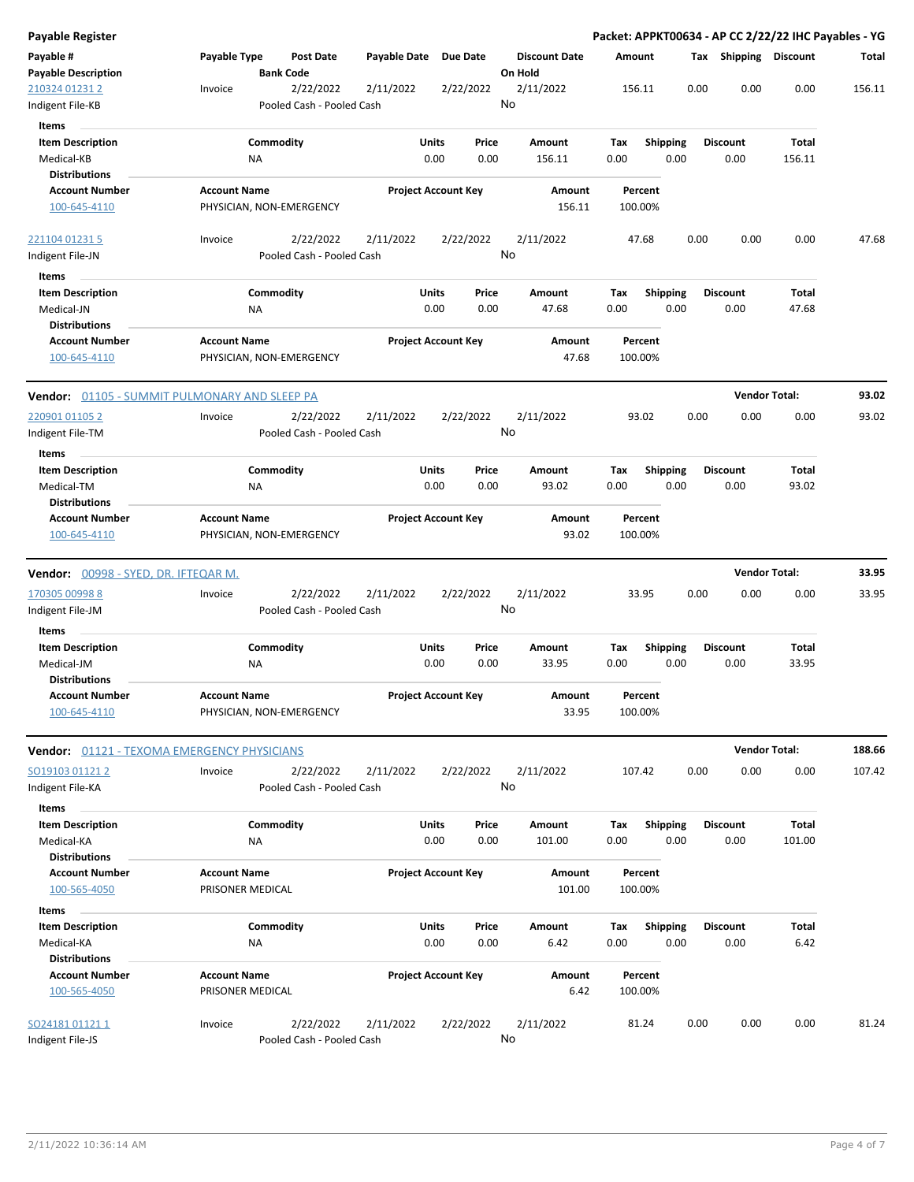**Payable Register**

**Packet: APPKT00634 - AP CC 2/22/22 IHC Payables - YG**

| Payable # / Payable Description | Payable Type | Post Date / Bank Code | Payable Date | Due Date | Discount Date / On Hold | Amount | Tax | Shipping | Discount | Total |
|---|---|---|---|---|---|---|---|---|---|---|
| 210324 01231 2 / Indigent File-KB | Invoice | 2/22/2022 / Pooled Cash - Pooled Cash | 2/11/2022 | 2/22/2022 | 2/11/2022 / No | 156.11 | 0.00 | 0.00 | 0.00 | 156.11 |

Items

| Item Description | Commodity | Units | Price | Amount | Tax | Shipping | Discount | Total |
|---|---|---|---|---|---|---|---|---|
| Medical-KB | NA | 0.00 | 0.00 | 156.11 | 0.00 | 0.00 | 0.00 | 156.11 |

Distributions

| Account Number | Account Name | Project Account Key | Amount | Percent |
|---|---|---|---|---|
| 100-645-4110 | PHYSICIAN, NON-EMERGENCY | | 156.11 | 100.00% |

| Payable # / Payable Description | Payable Type | Post Date / Bank Code | Payable Date | Due Date | Discount Date / On Hold | Amount | Tax | Shipping | Discount | Total |
|---|---|---|---|---|---|---|---|---|---|---|
| 221104 01231 5 / Indigent File-JN | Invoice | 2/22/2022 / Pooled Cash - Pooled Cash | 2/11/2022 | 2/22/2022 | 2/11/2022 / No | 47.68 | 0.00 | 0.00 | 0.00 | 47.68 |

Items

| Item Description | Commodity | Units | Price | Amount | Tax | Shipping | Discount | Total |
|---|---|---|---|---|---|---|---|---|
| Medical-JN | NA | 0.00 | 0.00 | 47.68 | 0.00 | 0.00 | 0.00 | 47.68 |

Distributions

| Account Number | Account Name | Project Account Key | Amount | Percent |
|---|---|---|---|---|
| 100-645-4110 | PHYSICIAN, NON-EMERGENCY | | 47.68 | 100.00% |

**Vendor: 01105 - SUMMIT PULMONARY AND SLEEP PA** — **Vendor Total: 93.02**

| Payable # / Payable Description | Payable Type | Post Date / Bank Code | Payable Date | Due Date | Discount Date / On Hold | Amount | Tax | Shipping | Discount | Total |
|---|---|---|---|---|---|---|---|---|---|---|
| 220901 01105 2 / Indigent File-TM | Invoice | 2/22/2022 / Pooled Cash - Pooled Cash | 2/11/2022 | 2/22/2022 | 2/11/2022 / No | 93.02 | 0.00 | 0.00 | 0.00 | 93.02 |

Items

| Item Description | Commodity | Units | Price | Amount | Tax | Shipping | Discount | Total |
|---|---|---|---|---|---|---|---|---|
| Medical-TM | NA | 0.00 | 0.00 | 93.02 | 0.00 | 0.00 | 0.00 | 93.02 |

Distributions

| Account Number | Account Name | Project Account Key | Amount | Percent |
|---|---|---|---|---|
| 100-645-4110 | PHYSICIAN, NON-EMERGENCY | | 93.02 | 100.00% |

**Vendor: 00998 - SYED, DR. IFTEQAR M.** — **Vendor Total: 33.95**

| Payable # / Payable Description | Payable Type | Post Date / Bank Code | Payable Date | Due Date | Discount Date / On Hold | Amount | Tax | Shipping | Discount | Total |
|---|---|---|---|---|---|---|---|---|---|---|
| 170305 00998 8 / Indigent File-JM | Invoice | 2/22/2022 / Pooled Cash - Pooled Cash | 2/11/2022 | 2/22/2022 | 2/11/2022 / No | 33.95 | 0.00 | 0.00 | 0.00 | 33.95 |

Items

| Item Description | Commodity | Units | Price | Amount | Tax | Shipping | Discount | Total |
|---|---|---|---|---|---|---|---|---|
| Medical-JM | NA | 0.00 | 0.00 | 33.95 | 0.00 | 0.00 | 0.00 | 33.95 |

Distributions

| Account Number | Account Name | Project Account Key | Amount | Percent |
|---|---|---|---|---|
| 100-645-4110 | PHYSICIAN, NON-EMERGENCY | | 33.95 | 100.00% |

**Vendor: 01121 - TEXOMA EMERGENCY PHYSICIANS** — **Vendor Total: 188.66**

| Payable # / Payable Description | Payable Type | Post Date / Bank Code | Payable Date | Due Date | Discount Date / On Hold | Amount | Tax | Shipping | Discount | Total |
|---|---|---|---|---|---|---|---|---|---|---|
| SO19103 01121 2 / Indigent File-KA | Invoice | 2/22/2022 / Pooled Cash - Pooled Cash | 2/11/2022 | 2/22/2022 | 2/11/2022 / No | 107.42 | 0.00 | 0.00 | 0.00 | 107.42 |

Items

| Item Description | Commodity | Units | Price | Amount | Tax | Shipping | Discount | Total |
|---|---|---|---|---|---|---|---|---|
| Medical-KA | NA | 0.00 | 0.00 | 101.00 | 0.00 | 0.00 | 0.00 | 101.00 |

Distributions

| Account Number | Account Name | Project Account Key | Amount | Percent |
|---|---|---|---|---|
| 100-565-4050 | PRISONER MEDICAL | | 101.00 | 100.00% |

Items

| Item Description | Commodity | Units | Price | Amount | Tax | Shipping | Discount | Total |
|---|---|---|---|---|---|---|---|---|
| Medical-KA | NA | 0.00 | 0.00 | 6.42 | 0.00 | 0.00 | 0.00 | 6.42 |

Distributions

| Account Number | Account Name | Project Account Key | Amount | Percent |
|---|---|---|---|---|
| 100-565-4050 | PRISONER MEDICAL | | 6.42 | 100.00% |

| Payable # / Payable Description | Payable Type | Post Date / Bank Code | Payable Date | Due Date | Discount Date / On Hold | Amount | Tax | Shipping | Discount | Total |
|---|---|---|---|---|---|---|---|---|---|---|
| SO24181 01121 1 / Indigent File-JS | Invoice | 2/22/2022 / Pooled Cash - Pooled Cash | 2/11/2022 | 2/22/2022 | 2/11/2022 / No | 81.24 | 0.00 | 0.00 | 0.00 | 81.24 |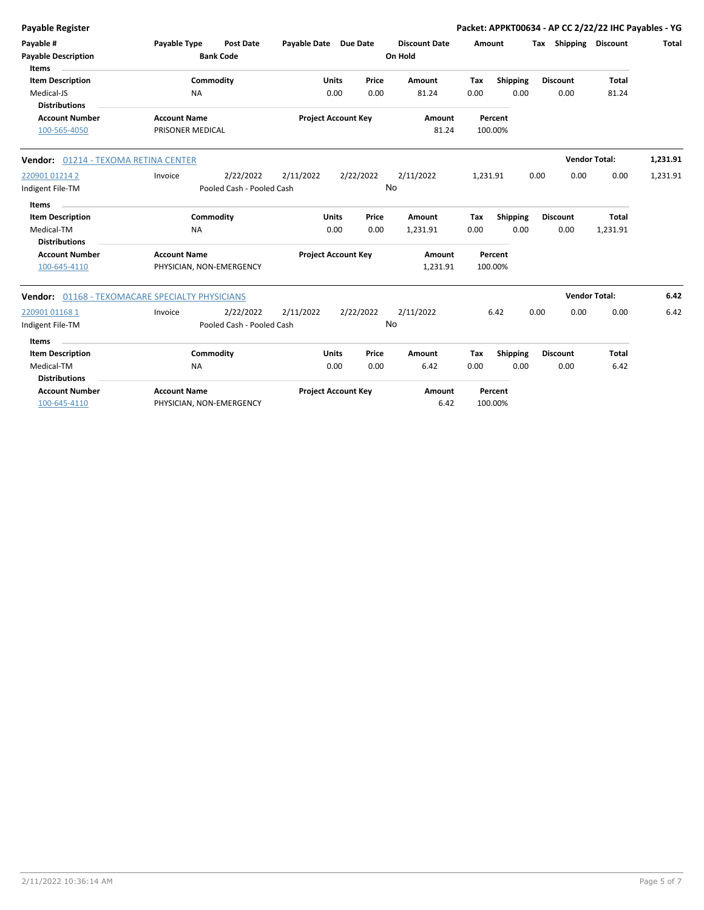**Payable Register** — **Packet: APPKT00634 - AP CC 2/22/22 IHC Payables - YG**

| Payable # | Payable Type | Post Date | Payable Date | Due Date | Discount Date | Amount | Tax | Shipping | Discount | Total |
|---|---|---|---|---|---|---|---|---|---|---|
| **Payable Description** | | **Bank Code** | | | **On Hold** | | | | | |

**Items**

| Item Description | Commodity | Units | Price | Amount | Tax | Shipping | Discount | Total |
|---|---|---|---|---|---|---|---|---|
| Medical-JS | NA | 0.00 | 0.00 | 81.24 | 0.00 | 0.00 | 0.00 | 81.24 |

**Distributions**

| Account Number | Account Name | Project Account Key | Amount | Percent |
|---|---|---|---|---|
| 100-565-4050 | PRISONER MEDICAL | | 81.24 | 100.00% |

**Vendor:** 01214 - TEXOMA RETINA CENTER — **Vendor Total: 1,231.91**

| Payable # | Payable Type | Post Date | Payable Date | Due Date | Discount Date | Amount | Tax | Shipping | Discount | Total |
|---|---|---|---|---|---|---|---|---|---|---|
| 220901 01214 2 | Invoice | 2/22/2022 | 2/11/2022 | 2/22/2022 | 2/11/2022 | 1,231.91 | 0.00 | 0.00 | 0.00 | 1,231.91 |
| Indigent File-TM | | Pooled Cash - Pooled Cash | | | No | | | | | |

**Items**

| Item Description | Commodity | Units | Price | Amount | Tax | Shipping | Discount | Total |
|---|---|---|---|---|---|---|---|---|
| Medical-TM | NA | 0.00 | 0.00 | 1,231.91 | 0.00 | 0.00 | 0.00 | 1,231.91 |

**Distributions**

| Account Number | Account Name | Project Account Key | Amount | Percent |
|---|---|---|---|---|
| 100-645-4110 | PHYSICIAN, NON-EMERGENCY | | 1,231.91 | 100.00% |

**Vendor:** 01168 - TEXOMACARE SPECIALTY PHYSICIANS — **Vendor Total: 6.42**

| Payable # | Payable Type | Post Date | Payable Date | Due Date | Discount Date | Amount | Tax | Shipping | Discount | Total |
|---|---|---|---|---|---|---|---|---|---|---|
| 220901 01168 1 | Invoice | 2/22/2022 | 2/11/2022 | 2/22/2022 | 2/11/2022 | 6.42 | 0.00 | 0.00 | 0.00 | 6.42 |
| Indigent File-TM | | Pooled Cash - Pooled Cash | | | No | | | | | |

**Items**

| Item Description | Commodity | Units | Price | Amount | Tax | Shipping | Discount | Total |
|---|---|---|---|---|---|---|---|---|
| Medical-TM | NA | 0.00 | 0.00 | 6.42 | 0.00 | 0.00 | 0.00 | 6.42 |

**Distributions**

| Account Number | Account Name | Project Account Key | Amount | Percent |
|---|---|---|---|---|
| 100-645-4110 | PHYSICIAN, NON-EMERGENCY | | 6.42 | 100.00% |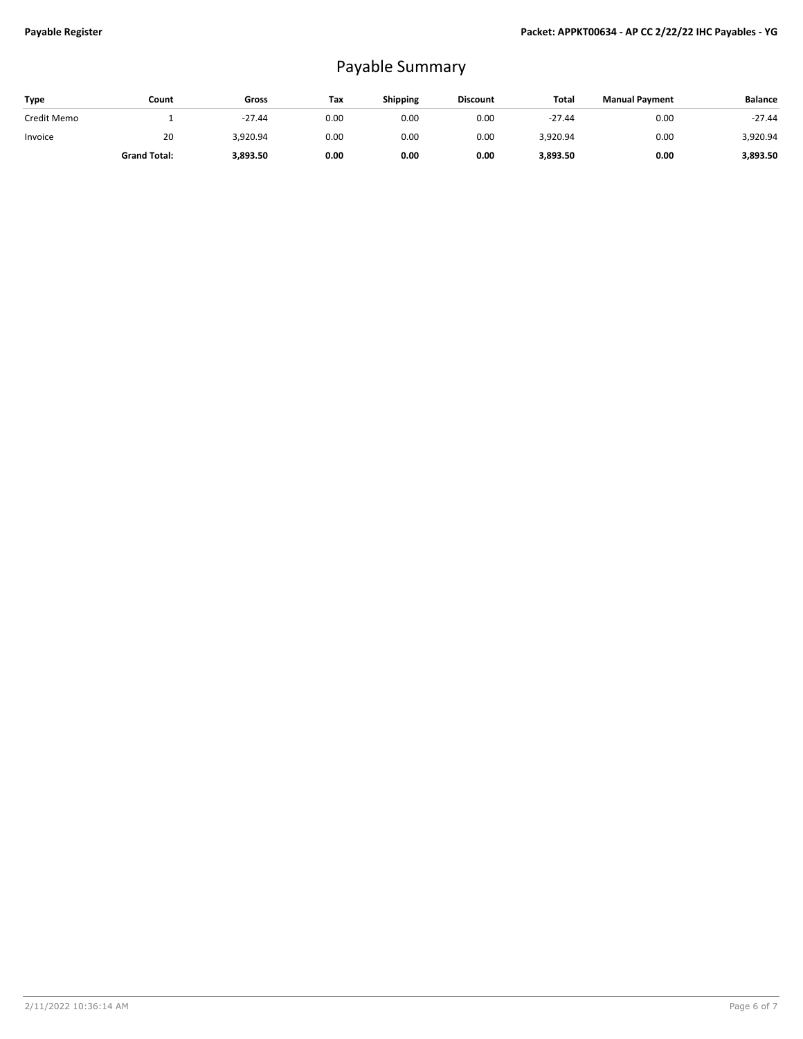# Payable Summary

| Type | Count | Gross | Tax | Shipping | Discount | Total | Manual Payment | Balance |
|---|---|---|---|---|---|---|---|---|
| Credit Memo | 1 | -27.44 | 0.00 | 0.00 | 0.00 | -27.44 | 0.00 | -27.44 |
| Invoice | 20 | 3,920.94 | 0.00 | 0.00 | 0.00 | 3,920.94 | 0.00 | 3,920.94 |
| | **Grand Total:** | **3,893.50** | **0.00** | **0.00** | **0.00** | **3,893.50** | **0.00** | **3,893.50** |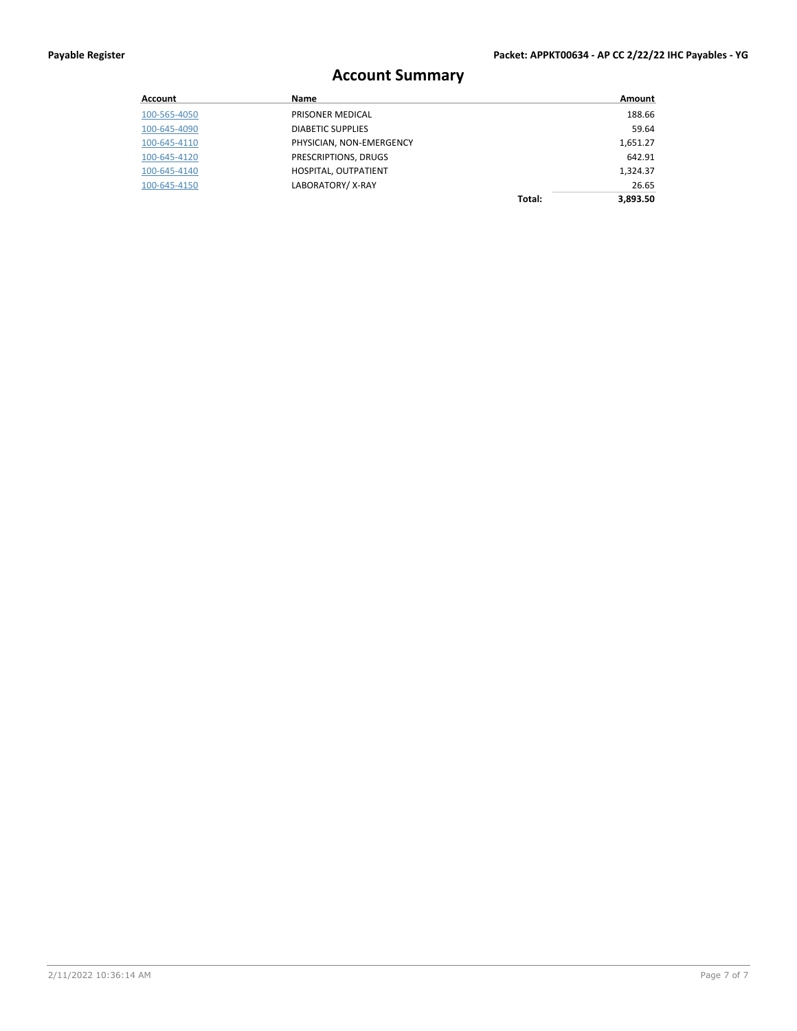# Account Summary

| Account | Name | | Amount |
|---|---|---|---|
| 100-565-4050 | PRISONER MEDICAL | | 188.66 |
| 100-645-4090 | DIABETIC SUPPLIES | | 59.64 |
| 100-645-4110 | PHYSICIAN, NON-EMERGENCY | | 1,651.27 |
| 100-645-4120 | PRESCRIPTIONS, DRUGS | | 642.91 |
| 100-645-4140 | HOSPITAL, OUTPATIENT | | 1,324.37 |
| 100-645-4150 | LABORATORY/ X-RAY | | 26.65 |
| | | **Total:** | **3,893.50** |